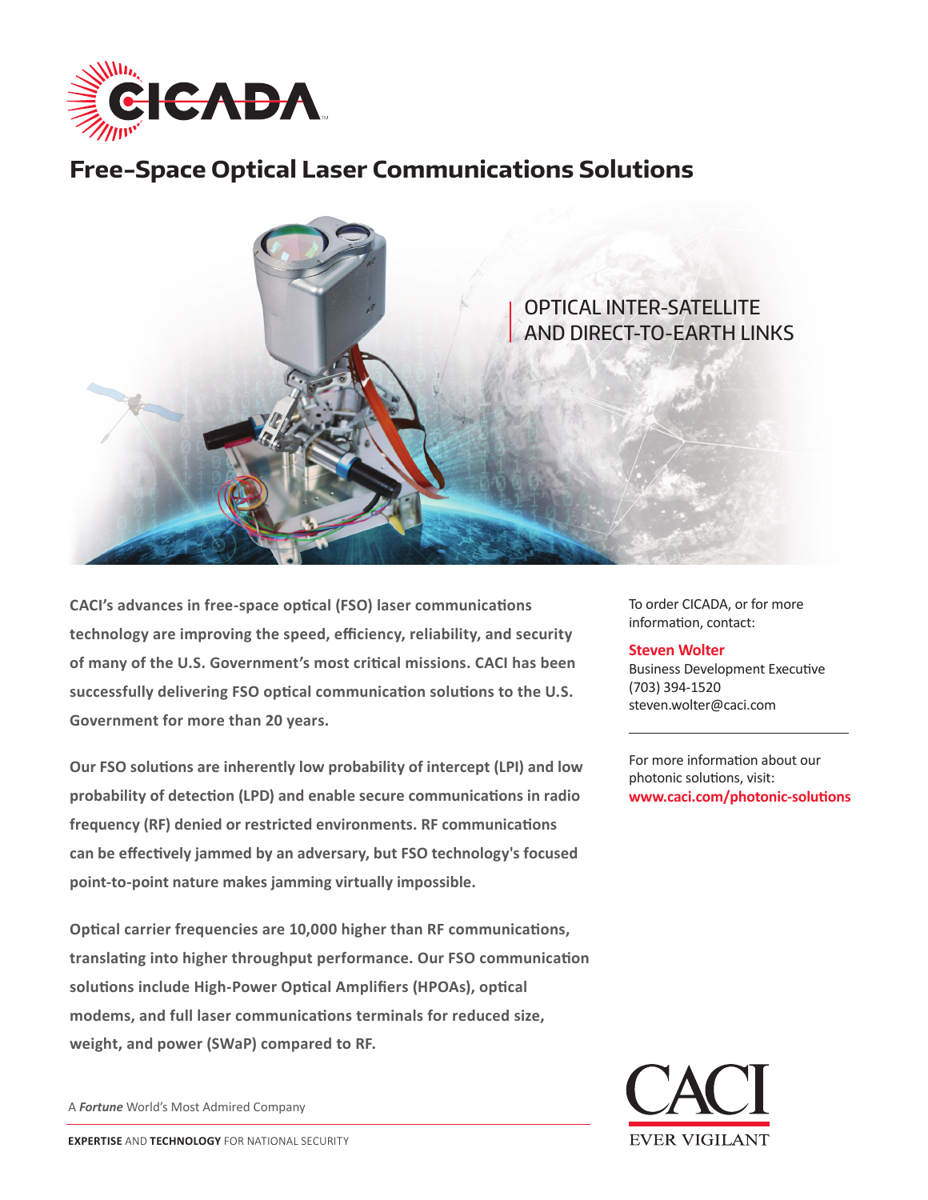# CICADA

## Free-Space Optical Laser Communications Solutions

OPTICAL INTER-SATELLITE AND DIRECT-TO-EARTH LINKS

**CACI's advances in free-space optical (FSO) laser communications technology are improving the speed, efficiency, reliability, and security of many of the U.S. Government's most critical missions. CACI has been successfully delivering FSO optical communication solutions to the U.S. Government for more than 20 years.**

**Our FSO solutions are inherently low probability of intercept (LPI) and low probability of detection (LPD) and enable secure communications in radio frequency (RF) denied or restricted environments. RF communications can be effectively jammed by an adversary, but FSO technology's focused point-to-point nature makes jamming virtually impossible.**

**Optical carrier frequencies are 10,000 higher than RF communications, translating into higher throughput performance. Our FSO communication solutions include High-Power Optical Amplifiers (HPOAs), optical modems, and full laser communications terminals for reduced size, weight, and power (SWaP) compared to RF.**

To order CICADA, or for more information, contact:

**Steven Wolter**
Business Development Executive
(703) 394-1520
steven.wolter@caci.com

For more information about our photonic solutions, visit:
**www.caci.com/photonic-solutions**

A ***Fortune*** World's Most Admired Company

**EXPERTISE** AND **TECHNOLOGY** FOR NATIONAL SECURITY

CACI
EVER VIGILANT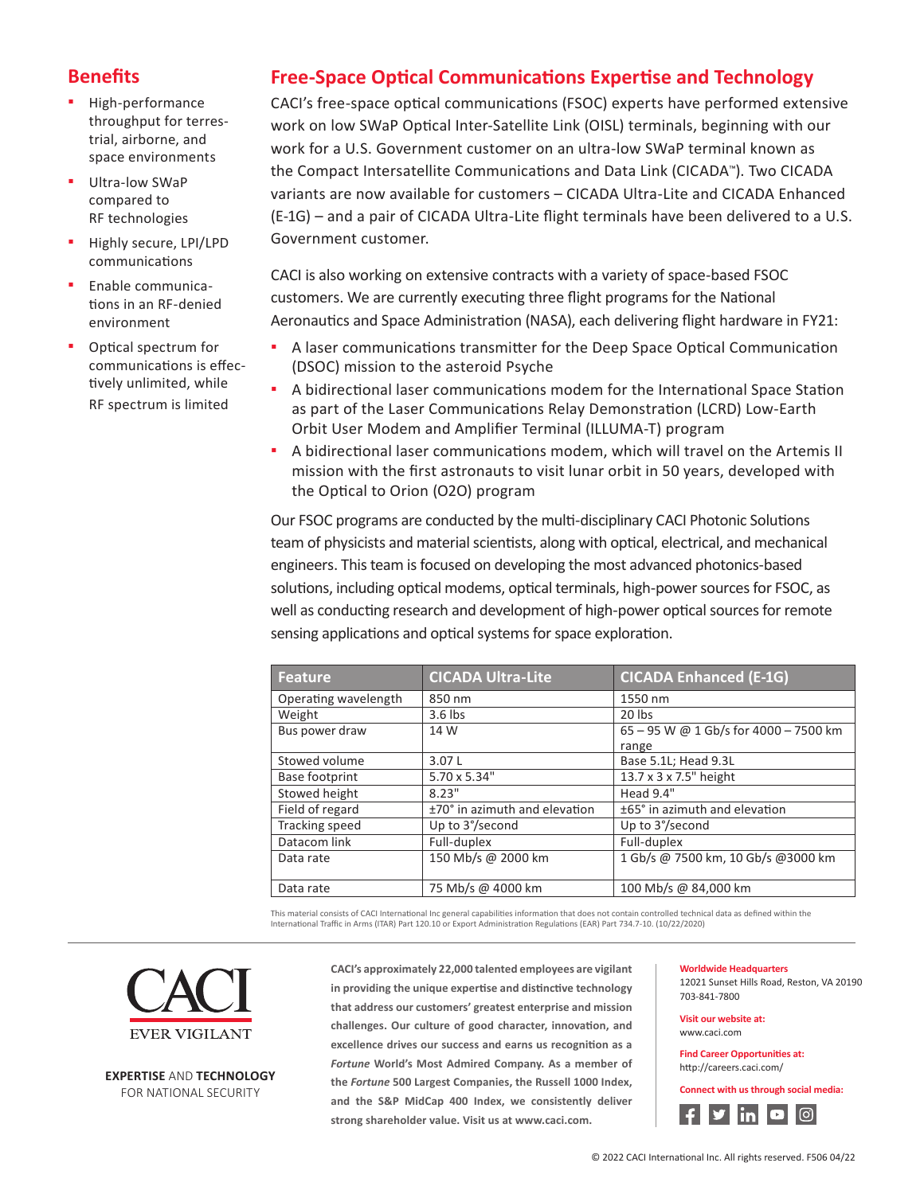## Benefits

- High-performance throughput for terrestrial, airborne, and space environments
- Ultra-low SWaP compared to RF technologies
- Highly secure, LPI/LPD communications
- Enable communications in an RF-denied environment
- Optical spectrum for communications is effectively unlimited, while RF spectrum is limited

## Free-Space Optical Communications Expertise and Technology

CACI's free-space optical communications (FSOC) experts have performed extensive work on low SWaP Optical Inter-Satellite Link (OISL) terminals, beginning with our work for a U.S. Government customer on an ultra-low SWaP terminal known as the Compact Intersatellite Communications and Data Link (CICADA™). Two CICADA variants are now available for customers – CICADA Ultra-Lite and CICADA Enhanced (E-1G) – and a pair of CICADA Ultra-Lite flight terminals have been delivered to a U.S. Government customer.

CACI is also working on extensive contracts with a variety of space-based FSOC customers. We are currently executing three flight programs for the National Aeronautics and Space Administration (NASA), each delivering flight hardware in FY21:

- A laser communications transmitter for the Deep Space Optical Communication (DSOC) mission to the asteroid Psyche
- A bidirectional laser communications modem for the International Space Station as part of the Laser Communications Relay Demonstration (LCRD) Low-Earth Orbit User Modem and Amplifier Terminal (ILLUMA-T) program
- A bidirectional laser communications modem, which will travel on the Artemis II mission with the first astronauts to visit lunar orbit in 50 years, developed with the Optical to Orion (O2O) program

Our FSOC programs are conducted by the multi-disciplinary CACI Photonic Solutions team of physicists and material scientists, along with optical, electrical, and mechanical engineers. This team is focused on developing the most advanced photonics-based solutions, including optical modems, optical terminals, high-power sources for FSOC, as well as conducting research and development of high-power optical sources for remote sensing applications and optical systems for space exploration.

| Feature | CICADA Ultra-Lite | CICADA Enhanced (E-1G) |
|---|---|---|
| Operating wavelength | 850 nm | 1550 nm |
| Weight | 3.6 lbs | 20 lbs |
| Bus power draw | 14 W | 65 – 95 W @ 1 Gb/s for 4000 – 7500 km range |
| Stowed volume | 3.07 L | Base 5.1L; Head 9.3L |
| Base footprint | 5.70 x 5.34" | 13.7 x 3 x 7.5" height |
| Stowed height | 8.23" | Head 9.4" |
| Field of regard | ±70° in azimuth and elevation | ±65° in azimuth and elevation |
| Tracking speed | Up to 3°/second | Up to 3°/second |
| Datacom link | Full-duplex | Full-duplex |
| Data rate | 150 Mb/s @ 2000 km | 1 Gb/s @ 7500 km, 10 Gb/s @3000 km |
| Data rate | 75 Mb/s @ 4000 km | 100 Mb/s @ 84,000 km |

This material consists of CACI International Inc general capabilities information that does not contain controlled technical data as defined within the International Traffic in Arms (ITAR) Part 120.10 or Export Administration Regulations (EAR) Part 734.7-10. (10/22/2020)

CACI
EVER VIGILANT

**EXPERTISE** AND **TECHNOLOGY**
FOR NATIONAL SECURITY

**CACI's approximately 22,000 talented employees are vigilant in providing the unique expertise and distinctive technology that address our customers' greatest enterprise and mission challenges. Our culture of good character, innovation, and excellence drives our success and earns us recognition as a *Fortune* World's Most Admired Company. As a member of the *Fortune* 500 Largest Companies, the Russell 1000 Index, and the S&P MidCap 400 Index, we consistently deliver strong shareholder value. Visit us at www.caci.com.**

**Worldwide Headquarters**
12021 Sunset Hills Road, Reston, VA 20190
703-841-7800

**Visit our website at:**
www.caci.com

**Find Career Opportunities at:**
http://careers.caci.com/

**Connect with us through social media:**

© 2022 CACI International Inc. All rights reserved. F506 04/22